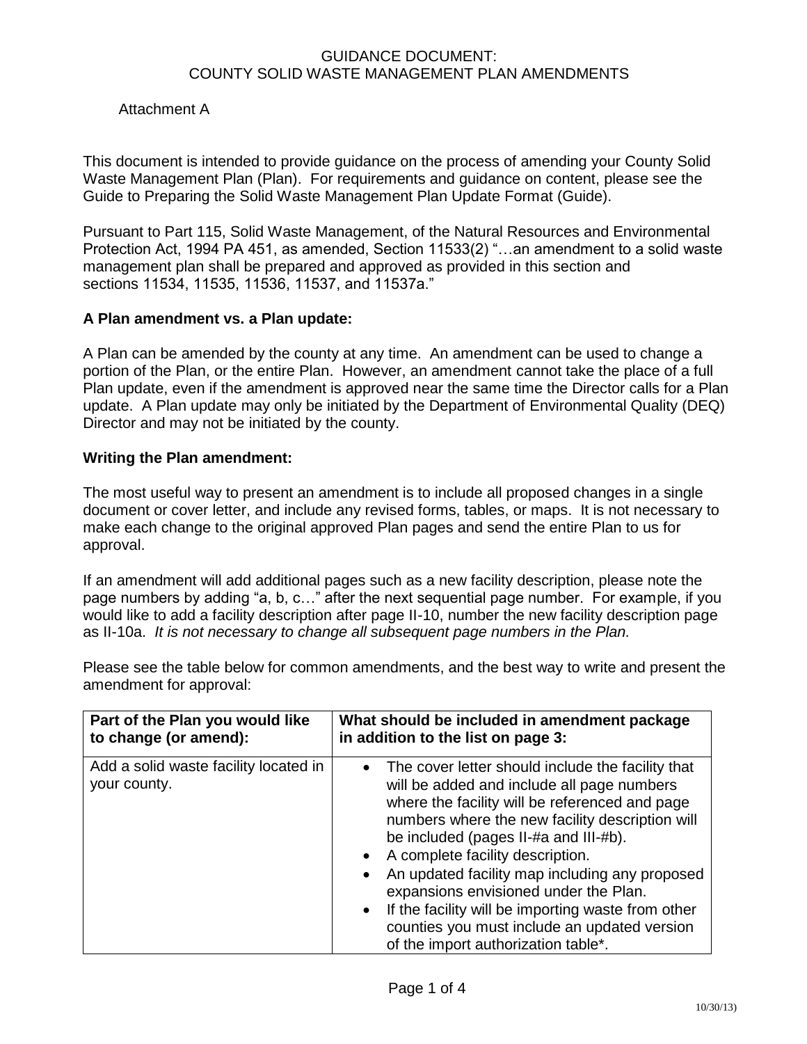# GUIDANCE DOCUMENT: COUNTY SOLID WASTE MANAGEMENT PLAN AMENDMENTS

Attachment A

This document is intended to provide guidance on the process of amending your County Solid Waste Management Plan (Plan). For requirements and guidance on content, please see the Guide to Preparing the Solid Waste Management Plan Update Format (Guide).

Pursuant to Part 115, Solid Waste Management, of the Natural Resources and Environmental Protection Act, 1994 PA 451, as amended, Section 11533(2) "…an amendment to a solid waste management plan shall be prepared and approved as provided in this section and sections 11534, 11535, 11536, 11537, and 11537a."

**A Plan amendment vs. a Plan update:**

A Plan can be amended by the county at any time. An amendment can be used to change a portion of the Plan, or the entire Plan. However, an amendment cannot take the place of a full Plan update, even if the amendment is approved near the same time the Director calls for a Plan update. A Plan update may only be initiated by the Department of Environmental Quality (DEQ) Director and may not be initiated by the county.

**Writing the Plan amendment:**

The most useful way to present an amendment is to include all proposed changes in a single document or cover letter, and include any revised forms, tables, or maps. It is not necessary to make each change to the original approved Plan pages and send the entire Plan to us for approval.

If an amendment will add additional pages such as a new facility description, please note the page numbers by adding "a, b, c…" after the next sequential page number. For example, if you would like to add a facility description after page II-10, number the new facility description page as II-10a. *It is not necessary to change all subsequent page numbers in the Plan.*

Please see the table below for common amendments, and the best way to write and present the amendment for approval:

| Part of the Plan you would like to change (or amend): | What should be included in amendment package in addition to the list on page 3: |
|---|---|
| Add a solid waste facility located in your county. | • The cover letter should include the facility that will be added and include all page numbers where the facility will be referenced and page numbers where the new facility description will be included (pages II-#a and III-#b).<br>• A complete facility description.<br>• An updated facility map including any proposed expansions envisioned under the Plan.<br>• If the facility will be importing waste from other counties you must include an updated version of the import authorization table*. |

10/30/13)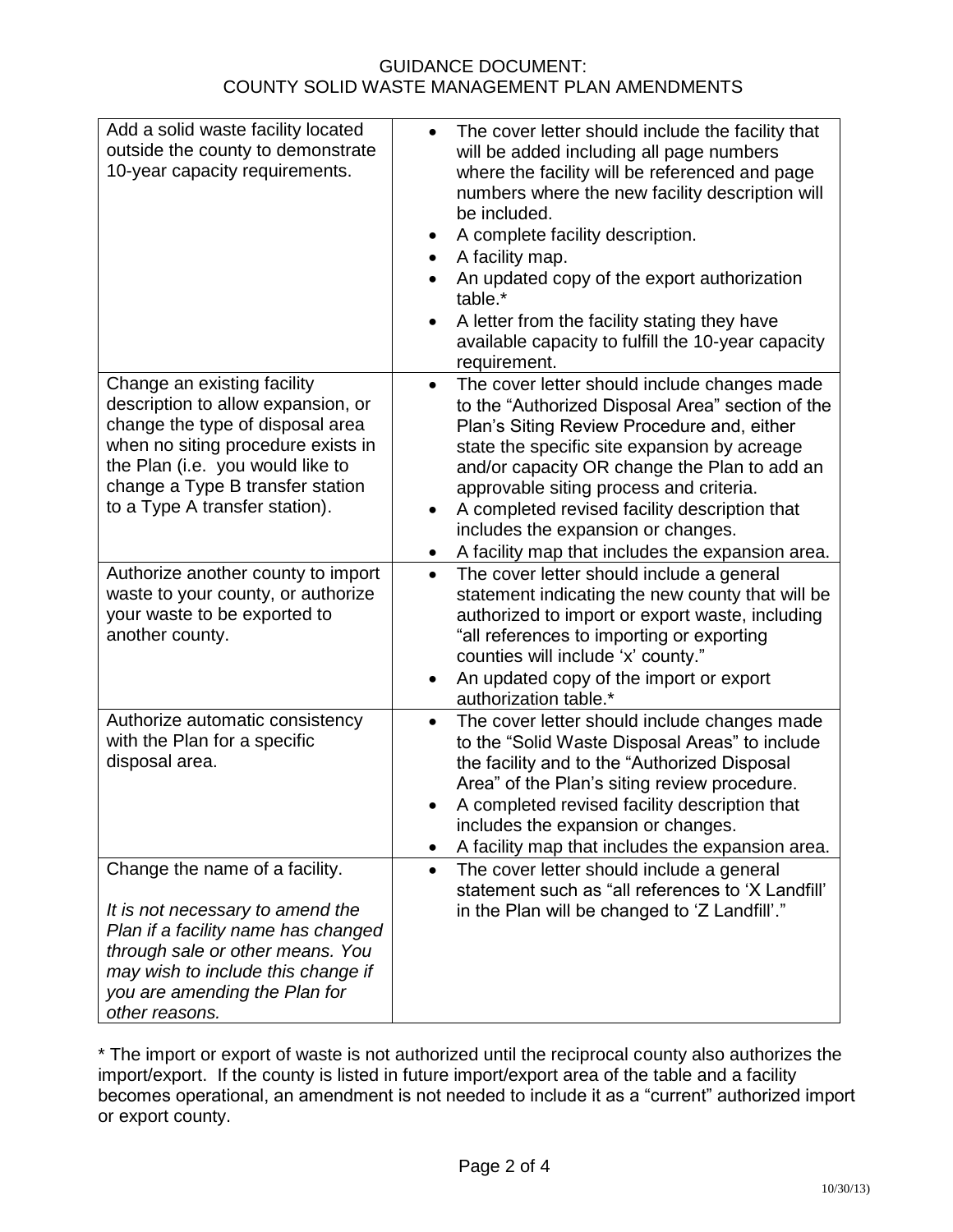| | |
|---|---|
| Add a solid waste facility located outside the county to demonstrate 10-year capacity requirements. | • The cover letter should include the facility that will be added including all page numbers where the facility will be referenced and page numbers where the new facility description will be included.<br>• A complete facility description.<br>• A facility map.<br>• An updated copy of the export authorization table.*<br>• A letter from the facility stating they have available capacity to fulfill the 10-year capacity requirement. |
| Change an existing facility description to allow expansion, or change the type of disposal area when no siting procedure exists in the Plan (i.e. you would like to change a Type B transfer station to a Type A transfer station). | • The cover letter should include changes made to the "Authorized Disposal Area" section of the Plan's Siting Review Procedure and, either state the specific site expansion by acreage and/or capacity OR change the Plan to add an approvable siting process and criteria.<br>• A completed revised facility description that includes the expansion or changes.<br>• A facility map that includes the expansion area. |
| Authorize another county to import waste to your county, or authorize your waste to be exported to another county. | • The cover letter should include a general statement indicating the new county that will be authorized to import or export waste, including "all references to importing or exporting counties will include 'x' county."<br>• An updated copy of the import or export authorization table.* |
| Authorize automatic consistency with the Plan for a specific disposal area. | • The cover letter should include changes made to the "Solid Waste Disposal Areas" to include the facility and to the "Authorized Disposal Area" of the Plan's siting review procedure.<br>• A completed revised facility description that includes the expansion or changes.<br>• A facility map that includes the expansion area. |
| Change the name of a facility.<br><br>*It is not necessary to amend the Plan if a facility name has changed through sale or other means. You may wish to include this change if you are amending the Plan for other reasons.* | • The cover letter should include a general statement such as "all references to 'X Landfill' in the Plan will be changed to 'Z Landfill'." |

* The import or export of waste is not authorized until the reciprocal county also authorizes the import/export. If the county is listed in future import/export area of the table and a facility becomes operational, an amendment is not needed to include it as a "current" authorized import or export county.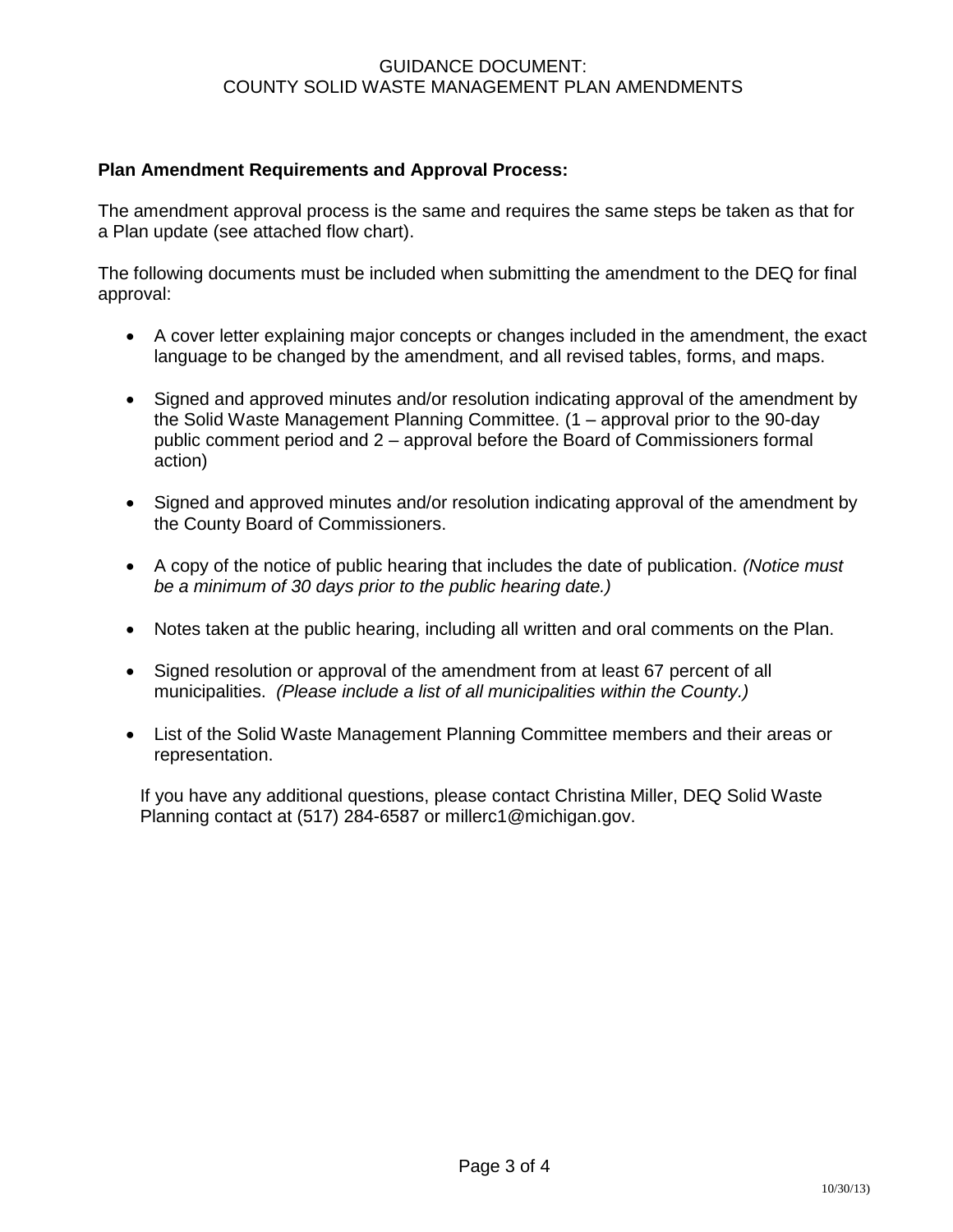**Plan Amendment Requirements and Approval Process:**

The amendment approval process is the same and requires the same steps be taken as that for a Plan update (see attached flow chart).

The following documents must be included when submitting the amendment to the DEQ for final approval:

- A cover letter explaining major concepts or changes included in the amendment, the exact language to be changed by the amendment, and all revised tables, forms, and maps.
- Signed and approved minutes and/or resolution indicating approval of the amendment by the Solid Waste Management Planning Committee. (1 – approval prior to the 90-day public comment period and 2 – approval before the Board of Commissioners formal action)
- Signed and approved minutes and/or resolution indicating approval of the amendment by the County Board of Commissioners.
- A copy of the notice of public hearing that includes the date of publication. *(Notice must be a minimum of 30 days prior to the public hearing date.)*
- Notes taken at the public hearing, including all written and oral comments on the Plan.
- Signed resolution or approval of the amendment from at least 67 percent of all municipalities. *(Please include a list of all municipalities within the County.)*
- List of the Solid Waste Management Planning Committee members and their areas or representation.

If you have any additional questions, please contact Christina Miller, DEQ Solid Waste Planning contact at (517) 284-6587 or millerc1@michigan.gov.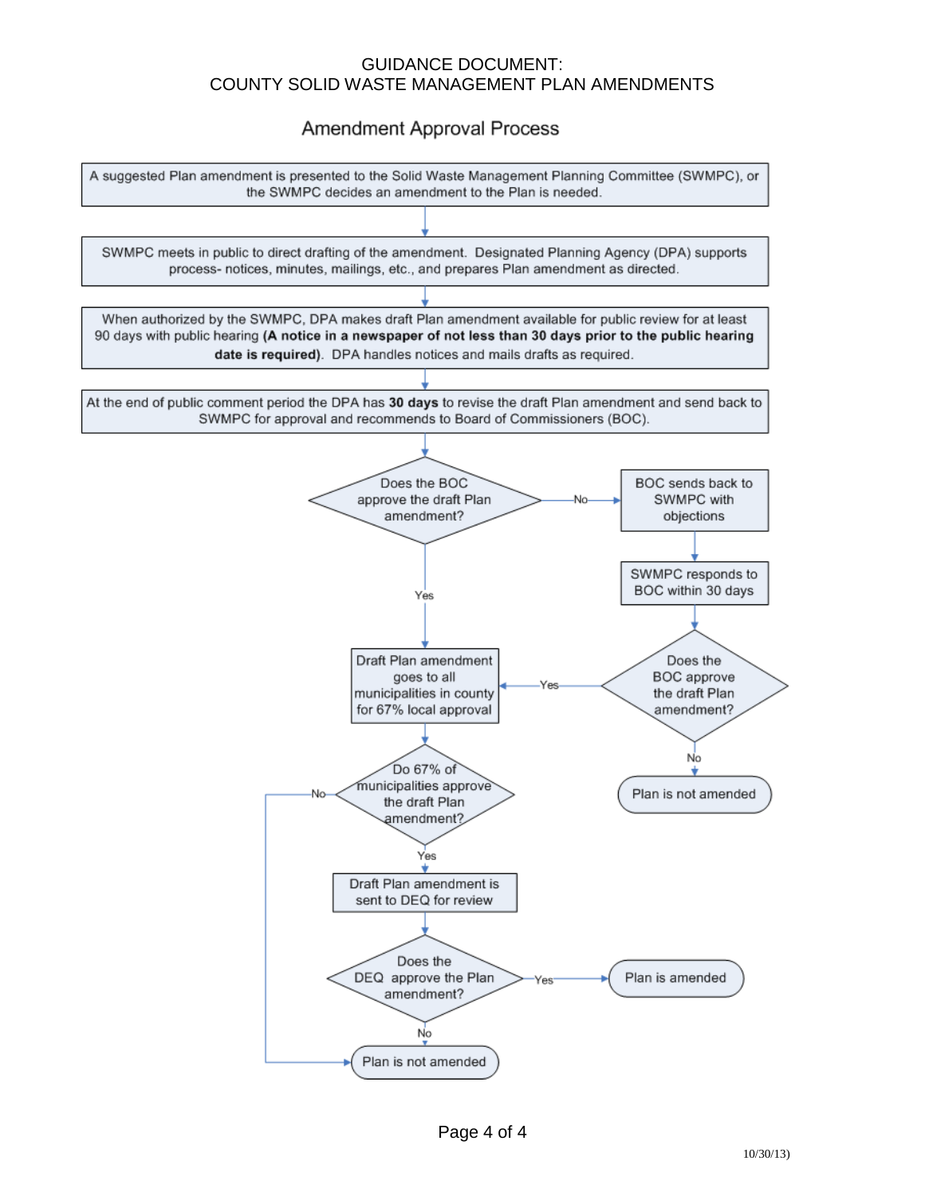GUIDANCE DOCUMENT:
COUNTY SOLID WASTE MANAGEMENT PLAN AMENDMENTS

## Amendment Approval Process

A suggested Plan amendment is presented to the Solid Waste Management Planning Committee (SWMPC), or the SWMPC decides an amendment to the Plan is needed.

SWMPC meets in public to direct drafting of the amendment. Designated Planning Agency (DPA) supports process- notices, minutes, mailings, etc., and prepares Plan amendment as directed.

When authorized by the SWMPC, DPA makes draft Plan amendment available for public review for at least 90 days with public hearing **(A notice in a newspaper of not less than 30 days prior to the public hearing date is required)**. DPA handles notices and mails drafts as required.

At the end of public comment period the DPA has **30 days** to revise the draft Plan amendment and send back to SWMPC for approval and recommends to Board of Commissioners (BOC).

Does the BOC approve the draft Plan amendment?

No

BOC sends back to SWMPC with objections

SWMPC responds to BOC within 30 days

Does the BOC approve the draft Plan amendment?

No

Plan is not amended

Yes

Yes

Draft Plan amendment goes to all municipalities in county for 67% local approval

Do 67% of municipalities approve the draft Plan amendment?

No

Yes

Draft Plan amendment is sent to DEQ for review

Does the DEQ approve the Plan amendment?

Yes

Plan is amended

No

Plan is not amended

10/30/13)